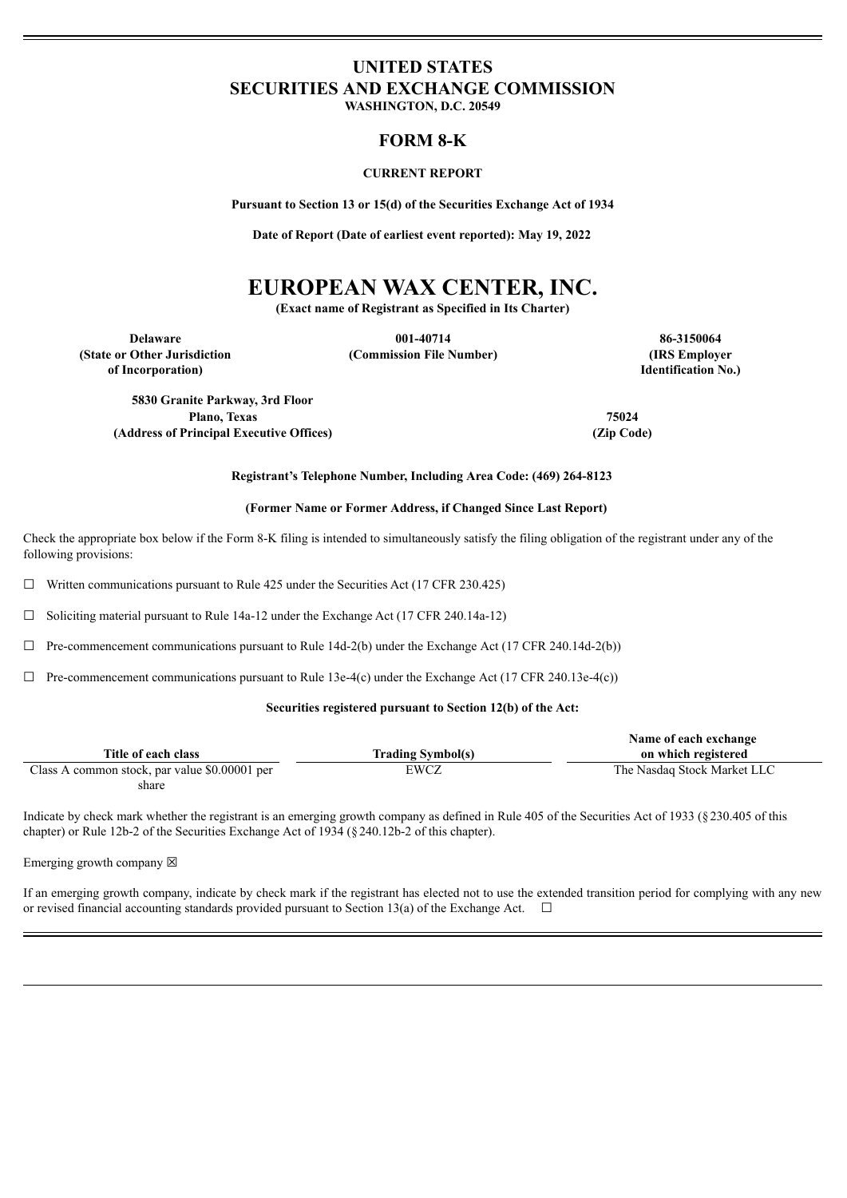# UNITED STATES
# SECURITIES AND EXCHANGE COMMISSION
**WASHINGTON, D.C. 20549**

## FORM 8-K

**CURRENT REPORT**

**Pursuant to Section 13 or 15(d) of the Securities Exchange Act of 1934**

**Date of Report (Date of earliest event reported): May 19, 2022**

# EUROPEAN WAX CENTER, INC.

**(Exact name of Registrant as Specified in Its Charter)**

| **Delaware** | **001-40714** | **86-3150064** |
|---|---|---|
| **(State or Other Jurisdiction of Incorporation)** | **(Commission File Number)** | **(IRS Employer Identification No.)** |

| **5830 Granite Parkway, 3rd Floor Plano, Texas** | **75024** |
|---|---|
| **(Address of Principal Executive Offices)** | **(Zip Code)** |

**Registrant's Telephone Number, Including Area Code: (469) 264-8123**

**(Former Name or Former Address, if Changed Since Last Report)**

Check the appropriate box below if the Form 8-K filing is intended to simultaneously satisfy the filing obligation of the registrant under any of the following provisions:

☐ Written communications pursuant to Rule 425 under the Securities Act (17 CFR 230.425)

☐ Soliciting material pursuant to Rule 14a-12 under the Exchange Act (17 CFR 240.14a-12)

☐ Pre-commencement communications pursuant to Rule 14d-2(b) under the Exchange Act (17 CFR 240.14d-2(b))

☐ Pre-commencement communications pursuant to Rule 13e-4(c) under the Exchange Act (17 CFR 240.13e-4(c))

**Securities registered pursuant to Section 12(b) of the Act:**

| Title of each class | Trading Symbol(s) | Name of each exchange on which registered |
|---|---|---|
| Class A common stock, par value $0.00001 per share | EWCZ | The Nasdaq Stock Market LLC |

Indicate by check mark whether the registrant is an emerging growth company as defined in Rule 405 of the Securities Act of 1933 (§230.405 of this chapter) or Rule 12b-2 of the Securities Exchange Act of 1934 (§240.12b-2 of this chapter).

Emerging growth company ☒

If an emerging growth company, indicate by check mark if the registrant has elected not to use the extended transition period for complying with any new or revised financial accounting standards provided pursuant to Section 13(a) of the Exchange Act. ☐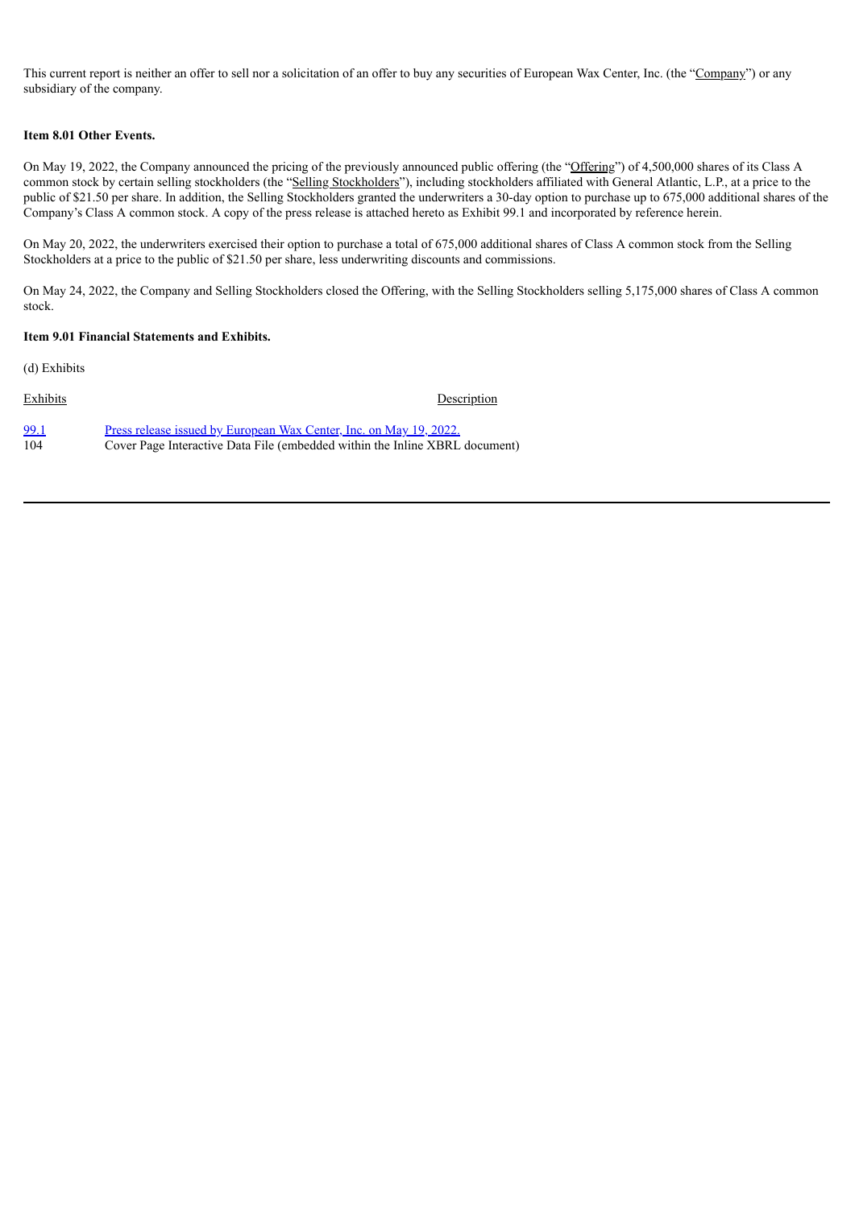This current report is neither an offer to sell nor a solicitation of an offer to buy any securities of European Wax Center, Inc. (the "Company") or any subsidiary of the company.

**Item 8.01 Other Events.**

On May 19, 2022, the Company announced the pricing of the previously announced public offering (the "Offering") of 4,500,000 shares of its Class A common stock by certain selling stockholders (the "Selling Stockholders"), including stockholders affiliated with General Atlantic, L.P., at a price to the public of $21.50 per share. In addition, the Selling Stockholders granted the underwriters a 30-day option to purchase up to 675,000 additional shares of the Company's Class A common stock. A copy of the press release is attached hereto as Exhibit 99.1 and incorporated by reference herein.

On May 20, 2022, the underwriters exercised their option to purchase a total of 675,000 additional shares of Class A common stock from the Selling Stockholders at a price to the public of $21.50 per share, less underwriting discounts and commissions.

On May 24, 2022, the Company and Selling Stockholders closed the Offering, with the Selling Stockholders selling 5,175,000 shares of Class A common stock.

**Item 9.01 Financial Statements and Exhibits.**

(d) Exhibits

| Exhibits | Description |
|---|---|
| 99.1 | Press release issued by European Wax Center, Inc. on May 19, 2022. |
| 104 | Cover Page Interactive Data File (embedded within the Inline XBRL document) |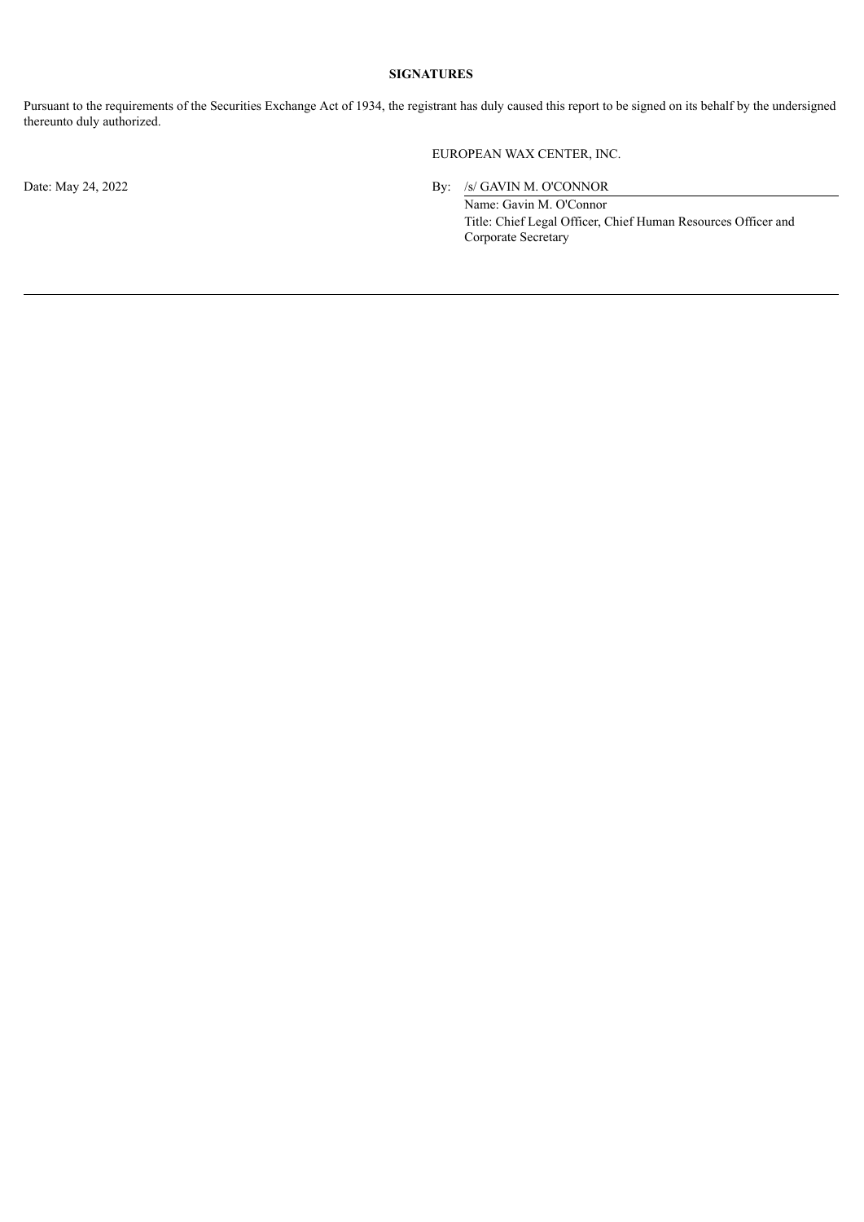**SIGNATURES**

Pursuant to the requirements of the Securities Exchange Act of 1934, the registrant has duly caused this report to be signed on its behalf by the undersigned thereunto duly authorized.

EUROPEAN WAX CENTER, INC.

Date: May 24, 2022

By: /s/ GAVIN M. O'CONNOR
Name: Gavin M. O'Connor
Title: Chief Legal Officer, Chief Human Resources Officer and Corporate Secretary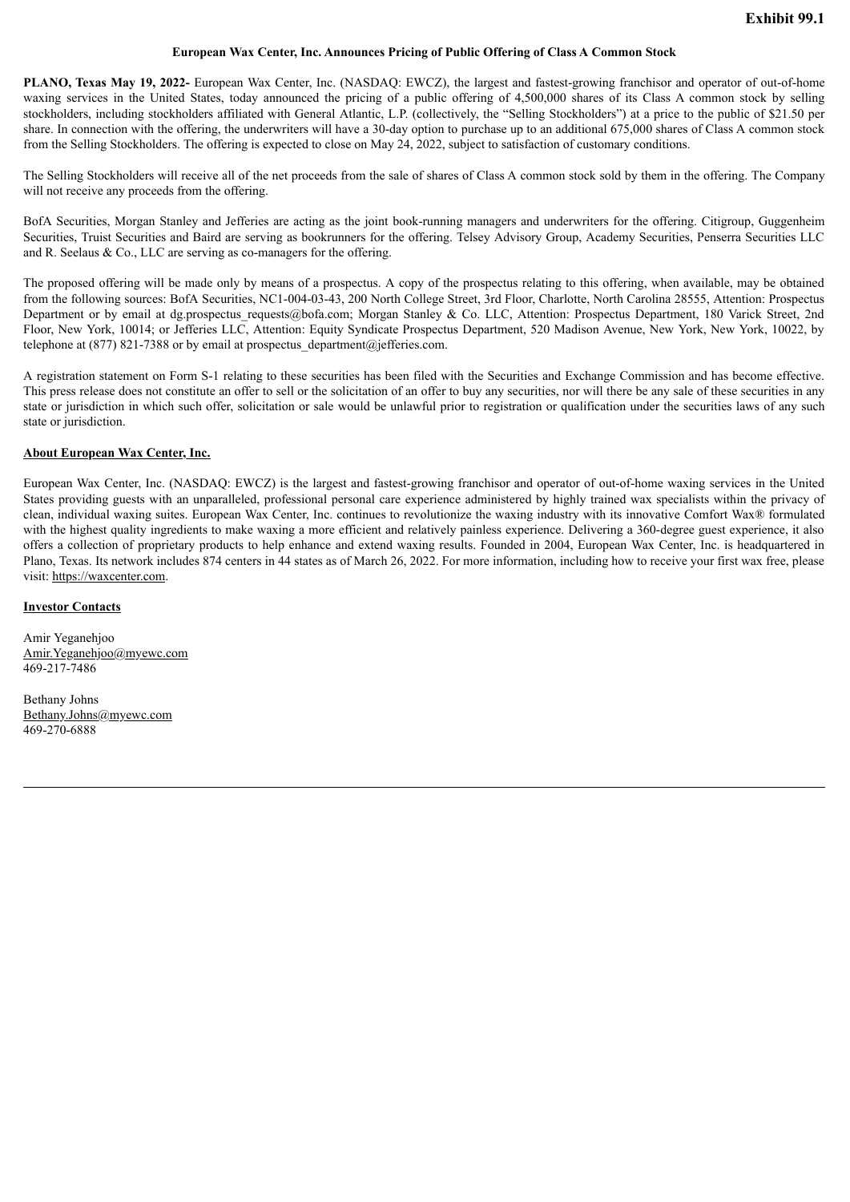**Exhibit 99.1**

**European Wax Center, Inc. Announces Pricing of Public Offering of Class A Common Stock**

**PLANO, Texas May 19, 2022-** European Wax Center, Inc. (NASDAQ: EWCZ), the largest and fastest-growing franchisor and operator of out-of-home waxing services in the United States, today announced the pricing of a public offering of 4,500,000 shares of its Class A common stock by selling stockholders, including stockholders affiliated with General Atlantic, L.P. (collectively, the "Selling Stockholders") at a price to the public of $21.50 per share. In connection with the offering, the underwriters will have a 30-day option to purchase up to an additional 675,000 shares of Class A common stock from the Selling Stockholders. The offering is expected to close on May 24, 2022, subject to satisfaction of customary conditions.

The Selling Stockholders will receive all of the net proceeds from the sale of shares of Class A common stock sold by them in the offering. The Company will not receive any proceeds from the offering.

BofA Securities, Morgan Stanley and Jefferies are acting as the joint book-running managers and underwriters for the offering. Citigroup, Guggenheim Securities, Truist Securities and Baird are serving as bookrunners for the offering. Telsey Advisory Group, Academy Securities, Penserra Securities LLC and R. Seelaus & Co., LLC are serving as co-managers for the offering.

The proposed offering will be made only by means of a prospectus. A copy of the prospectus relating to this offering, when available, may be obtained from the following sources: BofA Securities, NC1-004-03-43, 200 North College Street, 3rd Floor, Charlotte, North Carolina 28555, Attention: Prospectus Department or by email at dg.prospectus_requests@bofa.com; Morgan Stanley & Co. LLC, Attention: Prospectus Department, 180 Varick Street, 2nd Floor, New York, 10014; or Jefferies LLC, Attention: Equity Syndicate Prospectus Department, 520 Madison Avenue, New York, New York, 10022, by telephone at (877) 821-7388 or by email at prospectus_department@jefferies.com.

A registration statement on Form S-1 relating to these securities has been filed with the Securities and Exchange Commission and has become effective. This press release does not constitute an offer to sell or the solicitation of an offer to buy any securities, nor will there be any sale of these securities in any state or jurisdiction in which such offer, solicitation or sale would be unlawful prior to registration or qualification under the securities laws of any such state or jurisdiction.

**About European Wax Center, Inc.**

European Wax Center, Inc. (NASDAQ: EWCZ) is the largest and fastest-growing franchisor and operator of out-of-home waxing services in the United States providing guests with an unparalleled, professional personal care experience administered by highly trained wax specialists within the privacy of clean, individual waxing suites. European Wax Center, Inc. continues to revolutionize the waxing industry with its innovative Comfort Wax® formulated with the highest quality ingredients to make waxing a more efficient and relatively painless experience. Delivering a 360-degree guest experience, it also offers a collection of proprietary products to help enhance and extend waxing results. Founded in 2004, European Wax Center, Inc. is headquartered in Plano, Texas. Its network includes 874 centers in 44 states as of March 26, 2022. For more information, including how to receive your first wax free, please visit: https://waxcenter.com.

**Investor Contacts**

Amir Yeganehjoo
Amir.Yeganehjoo@myewc.com
469-217-7486

Bethany Johns
Bethany.Johns@myewc.com
469-270-6888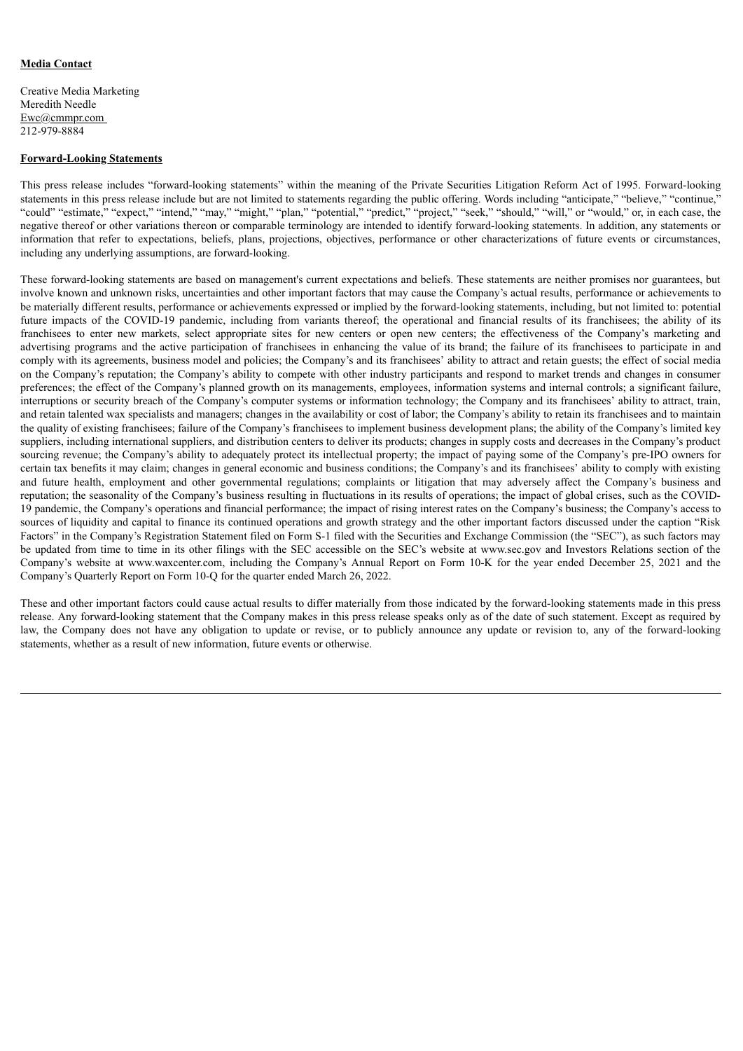**Media Contact**

Creative Media Marketing
Meredith Needle
Ewc@cmmpr.com
212-979-8884

**Forward-Looking Statements**

This press release includes "forward-looking statements" within the meaning of the Private Securities Litigation Reform Act of 1995. Forward-looking statements in this press release include but are not limited to statements regarding the public offering. Words including "anticipate," "believe," "continue," "could" "estimate," "expect," "intend," "may," "might," "plan," "potential," "predict," "project," "seek," "should," "will," or "would," or, in each case, the negative thereof or other variations thereon or comparable terminology are intended to identify forward-looking statements. In addition, any statements or information that refer to expectations, beliefs, plans, projections, objectives, performance or other characterizations of future events or circumstances, including any underlying assumptions, are forward-looking.

These forward-looking statements are based on management's current expectations and beliefs. These statements are neither promises nor guarantees, but involve known and unknown risks, uncertainties and other important factors that may cause the Company's actual results, performance or achievements to be materially different results, performance or achievements expressed or implied by the forward-looking statements, including, but not limited to: potential future impacts of the COVID-19 pandemic, including from variants thereof; the operational and financial results of its franchisees; the ability of its franchisees to enter new markets, select appropriate sites for new centers or open new centers; the effectiveness of the Company's marketing and advertising programs and the active participation of franchisees in enhancing the value of its brand; the failure of its franchisees to participate in and comply with its agreements, business model and policies; the Company's and its franchisees' ability to attract and retain guests; the effect of social media on the Company's reputation; the Company's ability to compete with other industry participants and respond to market trends and changes in consumer preferences; the effect of the Company's planned growth on its managements, employees, information systems and internal controls; a significant failure, interruptions or security breach of the Company's computer systems or information technology; the Company and its franchisees' ability to attract, train, and retain talented wax specialists and managers; changes in the availability or cost of labor; the Company's ability to retain its franchisees and to maintain the quality of existing franchisees; failure of the Company's franchisees to implement business development plans; the ability of the Company's limited key suppliers, including international suppliers, and distribution centers to deliver its products; changes in supply costs and decreases in the Company's product sourcing revenue; the Company's ability to adequately protect its intellectual property; the impact of paying some of the Company's pre-IPO owners for certain tax benefits it may claim; changes in general economic and business conditions; the Company's and its franchisees' ability to comply with existing and future health, employment and other governmental regulations; complaints or litigation that may adversely affect the Company's business and reputation; the seasonality of the Company's business resulting in fluctuations in its results of operations; the impact of global crises, such as the COVID-19 pandemic, the Company's operations and financial performance; the impact of rising interest rates on the Company's business; the Company's access to sources of liquidity and capital to finance its continued operations and growth strategy and the other important factors discussed under the caption "Risk Factors" in the Company's Registration Statement filed on Form S-1 filed with the Securities and Exchange Commission (the "SEC"), as such factors may be updated from time to time in its other filings with the SEC accessible on the SEC's website at www.sec.gov and Investors Relations section of the Company's website at www.waxcenter.com, including the Company's Annual Report on Form 10-K for the year ended December 25, 2021 and the Company's Quarterly Report on Form 10-Q for the quarter ended March 26, 2022.

These and other important factors could cause actual results to differ materially from those indicated by the forward-looking statements made in this press release. Any forward-looking statement that the Company makes in this press release speaks only as of the date of such statement. Except as required by law, the Company does not have any obligation to update or revise, or to publicly announce any update or revision to, any of the forward-looking statements, whether as a result of new information, future events or otherwise.